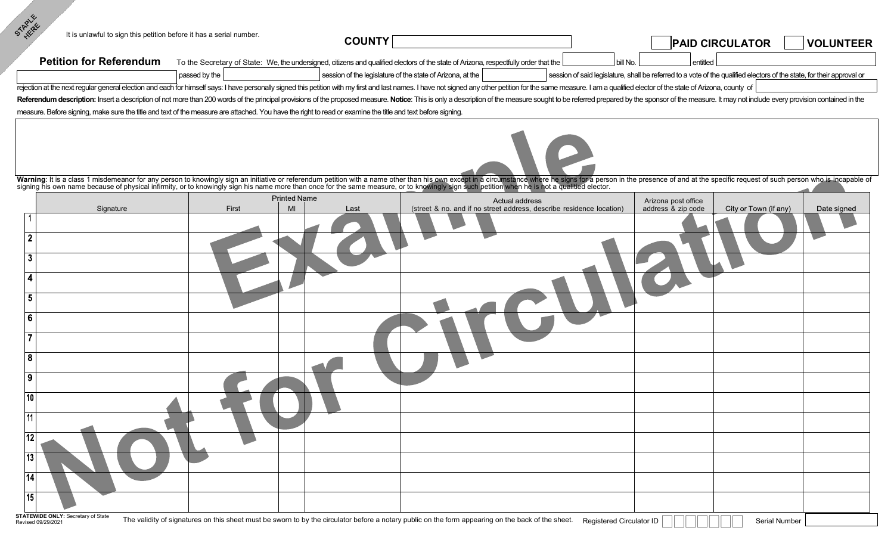STAPLE HERE

It is unlawful to sign this petition before it has a serial number.

**COUNTY** ______

☐ **PAID CIRCULATOR** ☐ **VOLUNTEER**

## Petition for Referendum

To the Secretary of State: We, the undersigned, citizens and qualified electors of the state of Arizona, respectfully order that the ______ bill No. ______ entitled ______ passed by the ______ session of the legislature of the state of Arizona, at the ______ session of said legislature, shall be referred to a vote of the qualified electors of the state, for their approval or rejection at the next regular general election and each for himself says: I have personally signed this petition with my first and last names. I have not signed any other petition for the same measure. I am a qualified elector of the state of Arizona, county of ______

**Referendum description:** Insert a description of not more than 200 words of the principal provisions of the proposed measure. **Notice**: This is only a description of the measure sought to be referred prepared by the sponsor of the measure. It may not include every provision contained in the measure. Before signing, make sure the title and text of the measure are attached. You have the right to read or examine the title and text before signing.

**Warning**: It is a class 1 misdemeanor for any person to knowingly sign an initiative or referendum petition with a name other than his own except in a circumstance where he signs for a person in the presence of and at the specific request of such person who is incapable of signing his own name because of physical infirmity, or to knowingly sign his name more than once for the same measure, or to knowingly sign such petition when he is not a qualified elector.

Example Not for Circulation

| | Signature | Printed Name First | MI | Last | Actual address (street & no. and if no street address, describe residence location) | Arizona post office address & zip code | City or Town (if any) | Date signed |
|---|---|---|---|---|---|---|---|---|
| 1 | | | | | | | | |
| 2 | | | | | | | | |
| 3 | | | | | | | | |
| 4 | | | | | | | | |
| 5 | | | | | | | | |
| 6 | | | | | | | | |
| 7 | | | | | | | | |
| 8 | | | | | | | | |
| 9 | | | | | | | | |
| 10 | | | | | | | | |
| 11 | | | | | | | | |
| 12 | | | | | | | | |
| 13 | | | | | | | | |
| 14 | | | | | | | | |
| 15 | | | | | | | | |

**STATEWIDE ONLY:** Secretary of State
Revised 09/29/2021

The validity of signatures on this sheet must be sworn to by the circulator before a notary public on the form appearing on the back of the sheet.

Registered Circulator ID ☐☐☐☐☐☐☐

Serial Number ______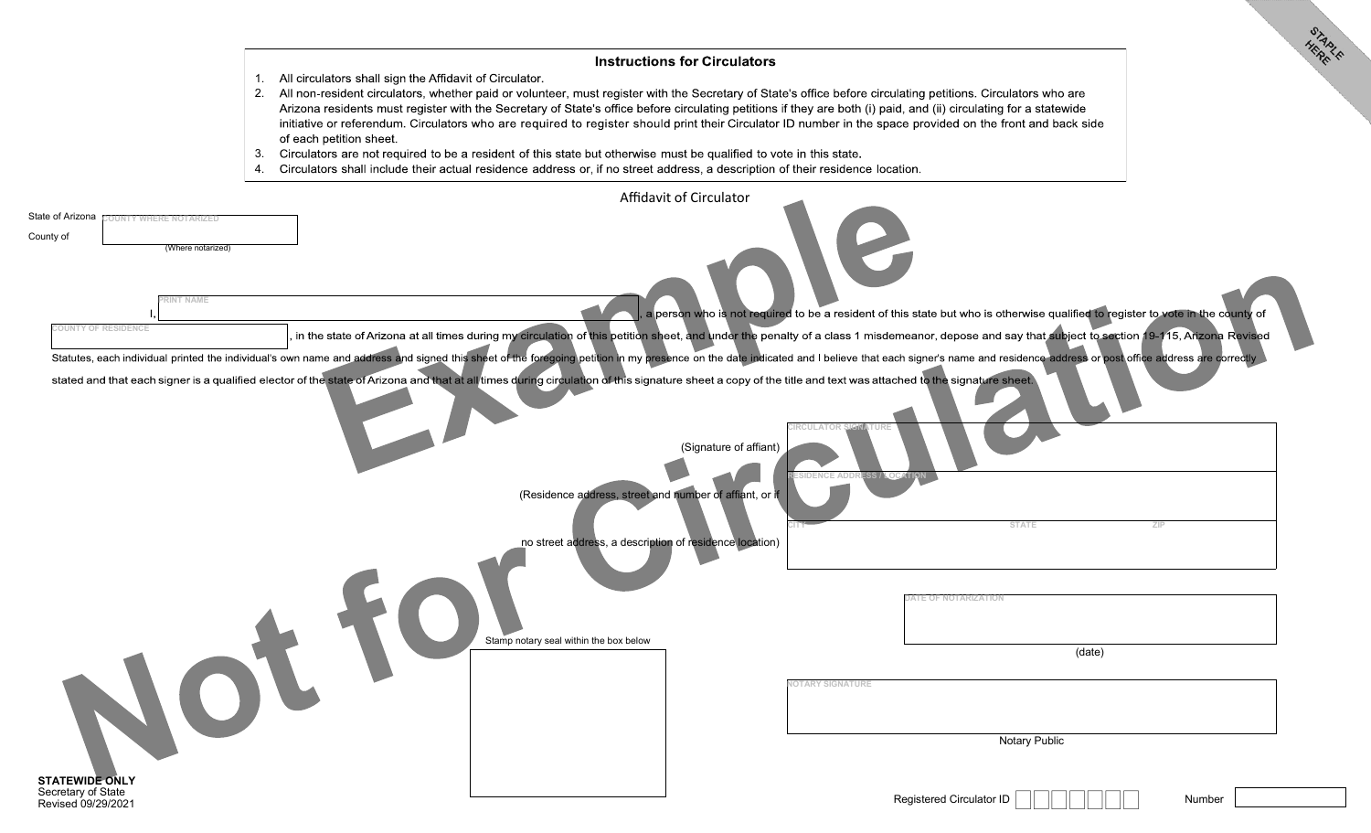STAPLE HERE

## Instructions for Circulators

1. All circulators shall sign the Affidavit of Circulator.
2. All non-resident circulators, whether paid or volunteer, must register with the Secretary of State's office before circulating petitions. Circulators who are Arizona residents must register with the Secretary of State's office before circulating petitions if they are both (i) paid, and (ii) circulating for a statewide initiative or referendum. Circulators who are required to register should print their Circulator ID number in the space provided on the front and back side of each petition sheet.
3. Circulators are not required to be a resident of this state but otherwise must be qualified to vote in this state.
4. Circulators shall include their actual residence address or, if no street address, a description of their residence location.

## Affidavit of Circulator

State of Arizona
County of COUNTY WHERE NOTARIZED
(Where notarized)

I, PRINT NAME, a person who is not required to be a resident of this state but who is otherwise qualified to register to vote in the county of COUNTY OF RESIDENCE, in the state of Arizona at all times during my circulation of this petition sheet, and under the penalty of a class 1 misdemeanor, depose and say that subject to section 19-115, Arizona Revised Statutes, each individual printed the individual's own name and address and signed this sheet of the foregoing petition in my presence on the date indicated and I believe that each signer's name and residence address or post office address are correctly stated and that each signer is a qualified elector of the state of Arizona and that at all times during circulation of this signature sheet a copy of the title and text was attached to the signature sheet.

(Signature of affiant) CIRCULATOR SIGNATURE

(Residence address, street and number of affiant, or if no street address, a description of residence location) RESIDENCE ADDRESS / LOCATION

CITY STATE ZIP

DATE OF NOTARIZATION
(date)

Stamp notary seal within the box below

NOTARY SIGNATURE
Notary Public

Example Not for Circulation

**STATEWIDE ONLY**
Secretary of State
Revised 09/29/2021

Registered Circulator ID

Number